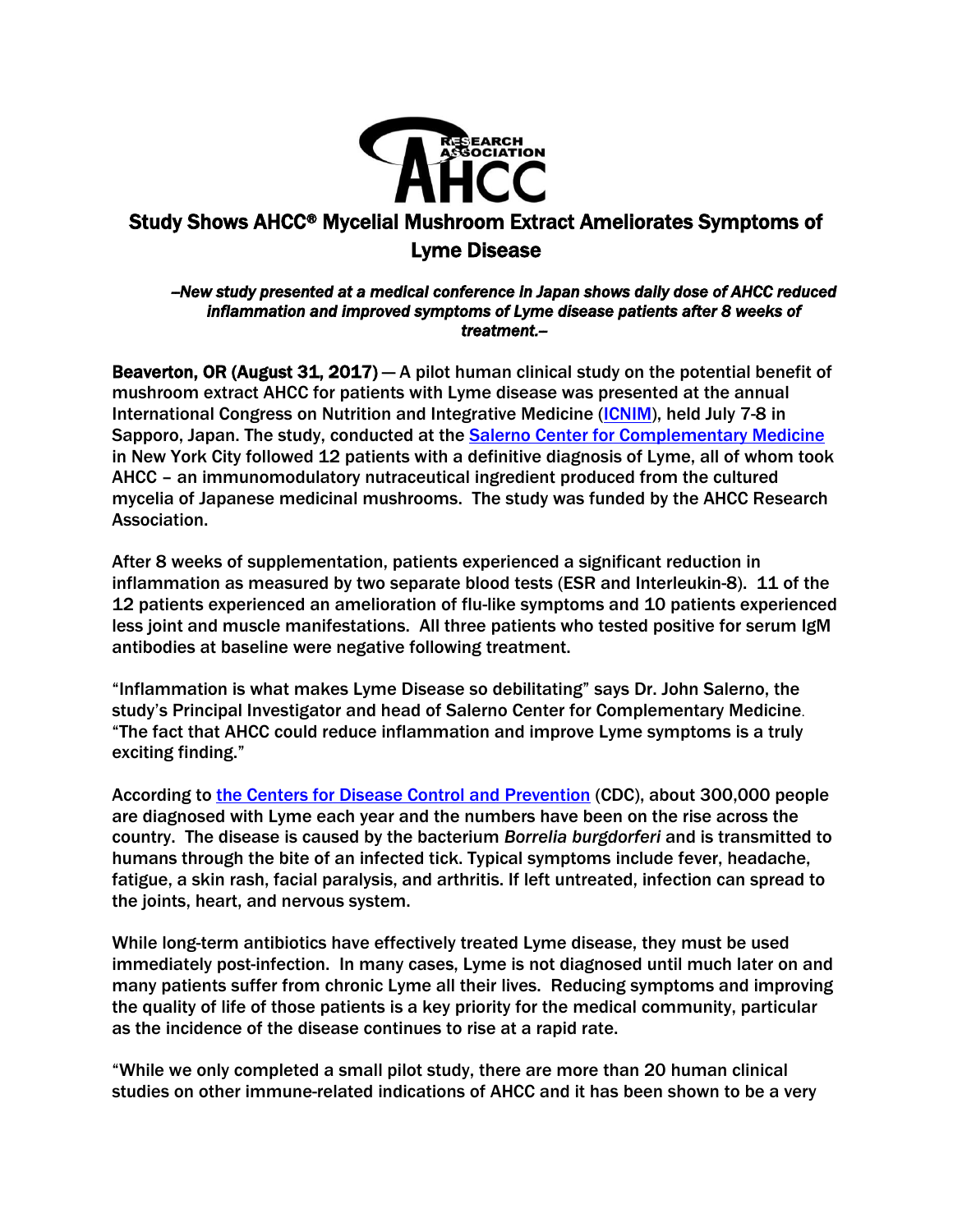# Study Shows AHCC® Mycelial Mushroom Extract Ameliorates Symptoms of Lyme Disease

*–New study presented at a medical conference in Japan shows daily dose of AHCC reduced inflammation and improved symptoms of Lyme disease patients after 8 weeks of treatment.–*

**Beaverton, OR (August 31, 2017)** — A pilot human clinical study on the potential benefit of mushroom extract AHCC for patients with Lyme disease was presented at the annual International Congress on Nutrition and Integrative Medicine ([ICNIM]), held July 7-8 in Sapporo, Japan. The study, conducted at the [Salerno Center for Complementary Medicine] in New York City followed 12 patients with a definitive diagnosis of Lyme, all of whom took AHCC – an immunomodulatory nutraceutical ingredient produced from the cultured mycelia of Japanese medicinal mushrooms. The study was funded by the AHCC Research Association.

After 8 weeks of supplementation, patients experienced a significant reduction in inflammation as measured by two separate blood tests (ESR and Interleukin-8). 11 of the 12 patients experienced an amelioration of flu-like symptoms and 10 patients experienced less joint and muscle manifestations. All three patients who tested positive for serum IgM antibodies at baseline were negative following treatment.

"Inflammation is what makes Lyme Disease so debilitating" says Dr. John Salerno, the study's Principal Investigator and head of Salerno Center for Complementary Medicine. "The fact that AHCC could reduce inflammation and improve Lyme symptoms is a truly exciting finding."

According to [the Centers for Disease Control and Prevention] (CDC), about 300,000 people are diagnosed with Lyme each year and the numbers have been on the rise across the country. The disease is caused by the bacterium *Borrelia burgdorferi* and is transmitted to humans through the bite of an infected tick. Typical symptoms include fever, headache, fatigue, a skin rash, facial paralysis, and arthritis. If left untreated, infection can spread to the joints, heart, and nervous system.

While long-term antibiotics have effectively treated Lyme disease, they must be used immediately post-infection. In many cases, Lyme is not diagnosed until much later on and many patients suffer from chronic Lyme all their lives. Reducing symptoms and improving the quality of life of those patients is a key priority for the medical community, particular as the incidence of the disease continues to rise at a rapid rate.

"While we only completed a small pilot study, there are more than 20 human clinical studies on other immune-related indications of AHCC and it has been shown to be a very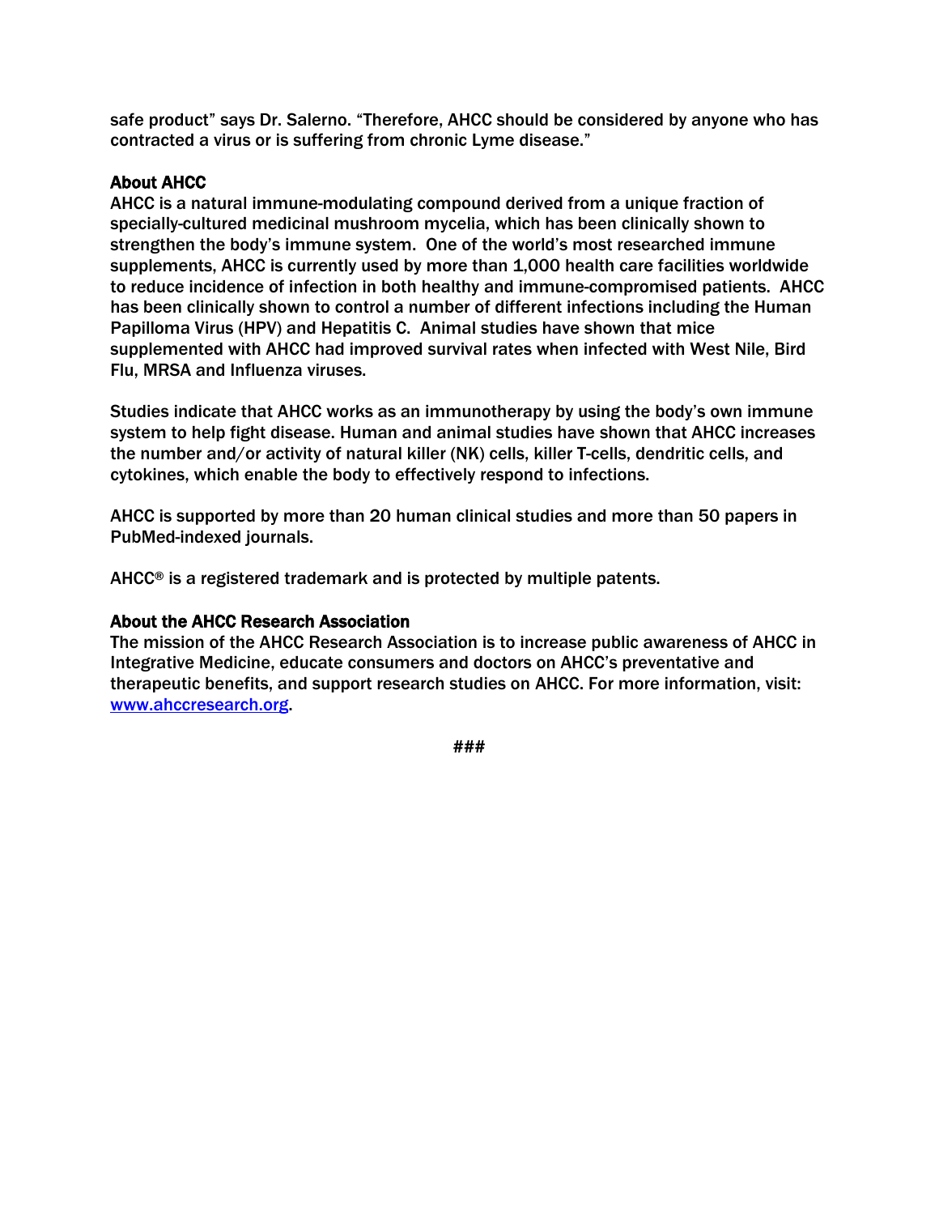safe product" says Dr. Salerno. "Therefore, AHCC should be considered by anyone who has contracted a virus or is suffering from chronic Lyme disease."

**About AHCC**

AHCC is a natural immune-modulating compound derived from a unique fraction of specially-cultured medicinal mushroom mycelia, which has been clinically shown to strengthen the body's immune system. One of the world's most researched immune supplements, AHCC is currently used by more than 1,000 health care facilities worldwide to reduce incidence of infection in both healthy and immune-compromised patients. AHCC has been clinically shown to control a number of different infections including the Human Papilloma Virus (HPV) and Hepatitis C. Animal studies have shown that mice supplemented with AHCC had improved survival rates when infected with West Nile, Bird Flu, MRSA and Influenza viruses.

Studies indicate that AHCC works as an immunotherapy by using the body's own immune system to help fight disease. Human and animal studies have shown that AHCC increases the number and/or activity of natural killer (NK) cells, killer T-cells, dendritic cells, and cytokines, which enable the body to effectively respond to infections.

AHCC is supported by more than 20 human clinical studies and more than 50 papers in PubMed-indexed journals.

AHCC® is a registered trademark and is protected by multiple patents.

**About the AHCC Research Association**

The mission of the AHCC Research Association is to increase public awareness of AHCC in Integrative Medicine, educate consumers and doctors on AHCC's preventative and therapeutic benefits, and support research studies on AHCC. For more information, visit: www.ahccresearch.org.

###